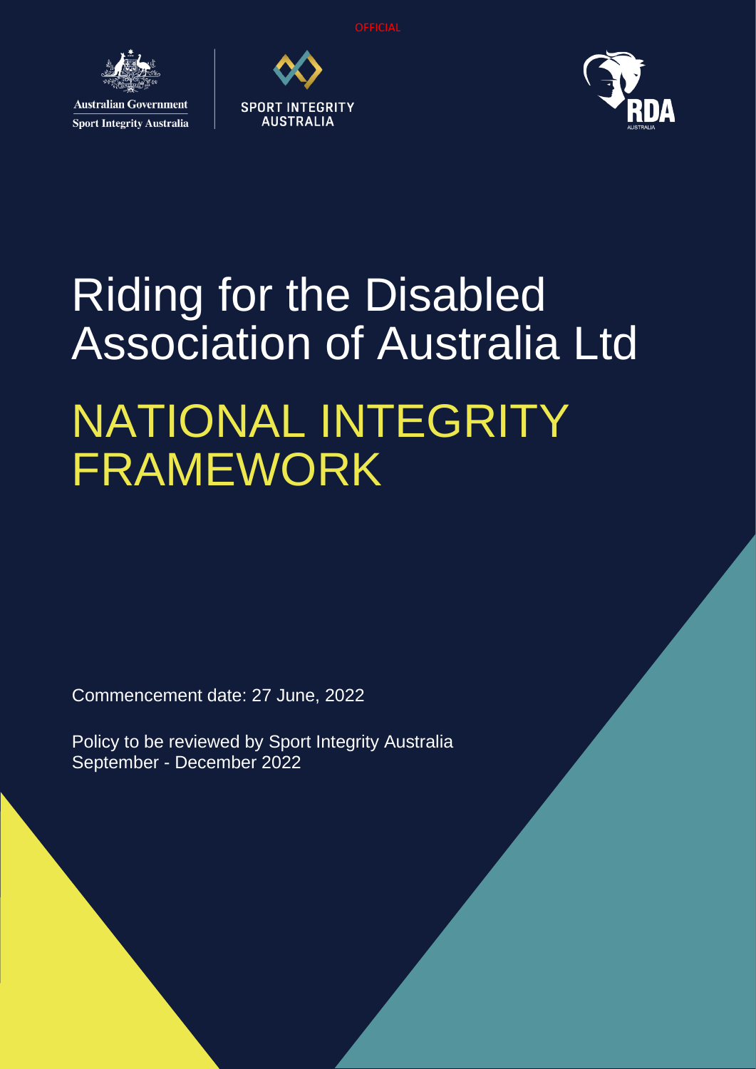OFFICIAL

Australian Government
Sport Integrity Australia

SPORT INTEGRITY AUSTRALIA

# Riding for the Disabled Association of Australia Ltd

# NATIONAL INTEGRITY FRAMEWORK

Commencement date: 27 June, 2022

Policy to be reviewed by Sport Integrity Australia September - December 2022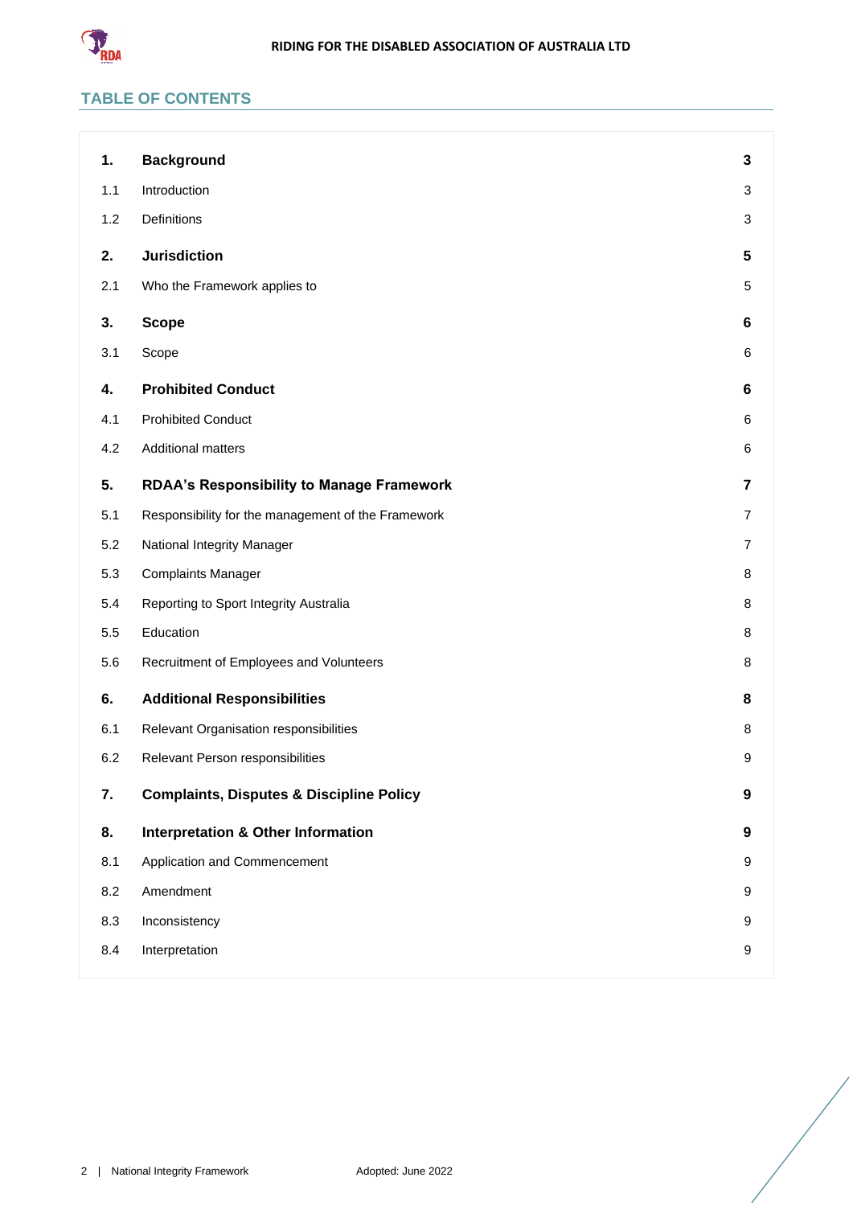## TABLE OF CONTENTS

| | | |
|---|---|---|
| **1.** | **Background** | **3** |
| 1.1 | Introduction | 3 |
| 1.2 | Definitions | 3 |
| **2.** | **Jurisdiction** | **5** |
| 2.1 | Who the Framework applies to | 5 |
| **3.** | **Scope** | **6** |
| 3.1 | Scope | 6 |
| **4.** | **Prohibited Conduct** | **6** |
| 4.1 | Prohibited Conduct | 6 |
| 4.2 | Additional matters | 6 |
| **5.** | **RDAA's Responsibility to Manage Framework** | **7** |
| 5.1 | Responsibility for the management of the Framework | 7 |
| 5.2 | National Integrity Manager | 7 |
| 5.3 | Complaints Manager | 8 |
| 5.4 | Reporting to Sport Integrity Australia | 8 |
| 5.5 | Education | 8 |
| 5.6 | Recruitment of Employees and Volunteers | 8 |
| **6.** | **Additional Responsibilities** | **8** |
| 6.1 | Relevant Organisation responsibilities | 8 |
| 6.2 | Relevant Person responsibilities | 9 |
| **7.** | **Complaints, Disputes & Discipline Policy** | **9** |
| **8.** | **Interpretation & Other Information** | **9** |
| 8.1 | Application and Commencement | 9 |
| 8.2 | Amendment | 9 |
| 8.3 | Inconsistency | 9 |
| 8.4 | Interpretation | 9 |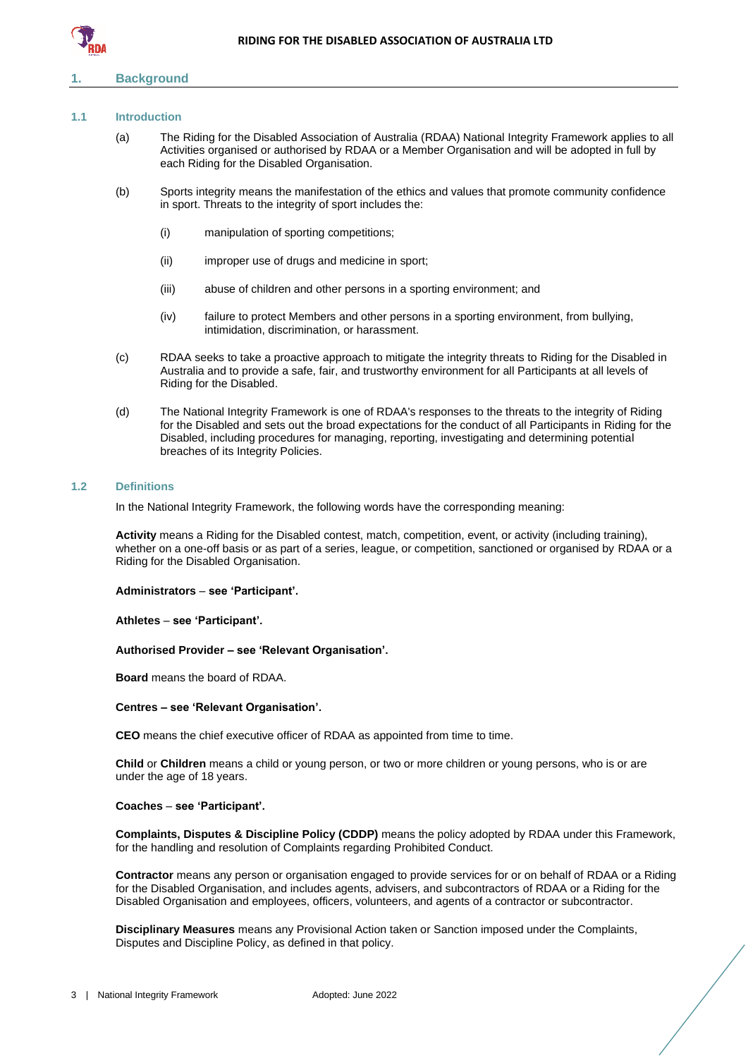## 1. Background

### 1.1 Introduction

(a) The Riding for the Disabled Association of Australia (RDAA) National Integrity Framework applies to all Activities organised or authorised by RDAA or a Member Organisation and will be adopted in full by each Riding for the Disabled Organisation.

(b) Sports integrity means the manifestation of the ethics and values that promote community confidence in sport. Threats to the integrity of sport includes the:

(i) manipulation of sporting competitions;

(ii) improper use of drugs and medicine in sport;

(iii) abuse of children and other persons in a sporting environment; and

(iv) failure to protect Members and other persons in a sporting environment, from bullying, intimidation, discrimination, or harassment.

(c) RDAA seeks to take a proactive approach to mitigate the integrity threats to Riding for the Disabled in Australia and to provide a safe, fair, and trustworthy environment for all Participants at all levels of Riding for the Disabled.

(d) The National Integrity Framework is one of RDAA's responses to the threats to the integrity of Riding for the Disabled and sets out the broad expectations for the conduct of all Participants in Riding for the Disabled, including procedures for managing, reporting, investigating and determining potential breaches of its Integrity Policies.

### 1.2 Definitions

In the National Integrity Framework, the following words have the corresponding meaning:

**Activity** means a Riding for the Disabled contest, match, competition, event, or activity (including training), whether on a one-off basis or as part of a series, league, or competition, sanctioned or organised by RDAA or a Riding for the Disabled Organisation.

**Administrators – see 'Participant'.**

**Athletes – see 'Participant'.**

**Authorised Provider – see 'Relevant Organisation'.**

**Board** means the board of RDAA.

**Centres – see 'Relevant Organisation'.**

**CEO** means the chief executive officer of RDAA as appointed from time to time.

**Child** or **Children** means a child or young person, or two or more children or young persons, who is or are under the age of 18 years.

**Coaches – see 'Participant'.**

**Complaints, Disputes & Discipline Policy (CDDP)** means the policy adopted by RDAA under this Framework, for the handling and resolution of Complaints regarding Prohibited Conduct.

**Contractor** means any person or organisation engaged to provide services for or on behalf of RDAA or a Riding for the Disabled Organisation, and includes agents, advisers, and subcontractors of RDAA or a Riding for the Disabled Organisation and employees, officers, volunteers, and agents of a contractor or subcontractor.

**Disciplinary Measures** means any Provisional Action taken or Sanction imposed under the Complaints, Disputes and Discipline Policy, as defined in that policy.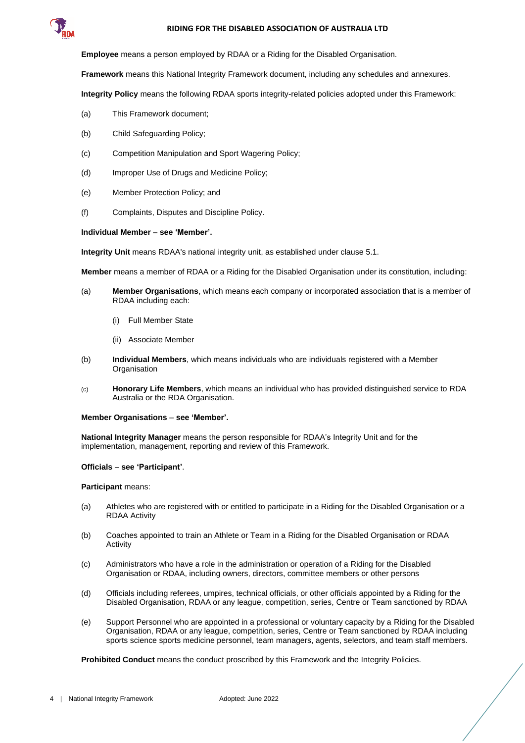**Employee** means a person employed by RDAA or a Riding for the Disabled Organisation.

**Framework** means this National Integrity Framework document, including any schedules and annexures.

**Integrity Policy** means the following RDAA sports integrity-related policies adopted under this Framework:

(a) This Framework document;

(b) Child Safeguarding Policy;

(c) Competition Manipulation and Sport Wagering Policy;

(d) Improper Use of Drugs and Medicine Policy;

(e) Member Protection Policy; and

(f) Complaints, Disputes and Discipline Policy.

**Individual Member – see 'Member'.**

**Integrity Unit** means RDAA's national integrity unit, as established under clause 5.1.

**Member** means a member of RDAA or a Riding for the Disabled Organisation under its constitution, including:

(a) **Member Organisations**, which means each company or incorporated association that is a member of RDAA including each:

  (i) Full Member State

  (ii) Associate Member

(b) **Individual Members**, which means individuals who are individuals registered with a Member Organisation

(c) **Honorary Life Members**, which means an individual who has provided distinguished service to RDA Australia or the RDA Organisation.

**Member Organisations – see 'Member'.**

**National Integrity Manager** means the person responsible for RDAA's Integrity Unit and for the implementation, management, reporting and review of this Framework.

**Officials – see 'Participant'**.

**Participant** means:

(a) Athletes who are registered with or entitled to participate in a Riding for the Disabled Organisation or a RDAA Activity

(b) Coaches appointed to train an Athlete or Team in a Riding for the Disabled Organisation or RDAA Activity

(c) Administrators who have a role in the administration or operation of a Riding for the Disabled Organisation or RDAA, including owners, directors, committee members or other persons

(d) Officials including referees, umpires, technical officials, or other officials appointed by a Riding for the Disabled Organisation, RDAA or any league, competition, series, Centre or Team sanctioned by RDAA

(e) Support Personnel who are appointed in a professional or voluntary capacity by a Riding for the Disabled Organisation, RDAA or any league, competition, series, Centre or Team sanctioned by RDAA including sports science sports medicine personnel, team managers, agents, selectors, and team staff members.

**Prohibited Conduct** means the conduct proscribed by this Framework and the Integrity Policies.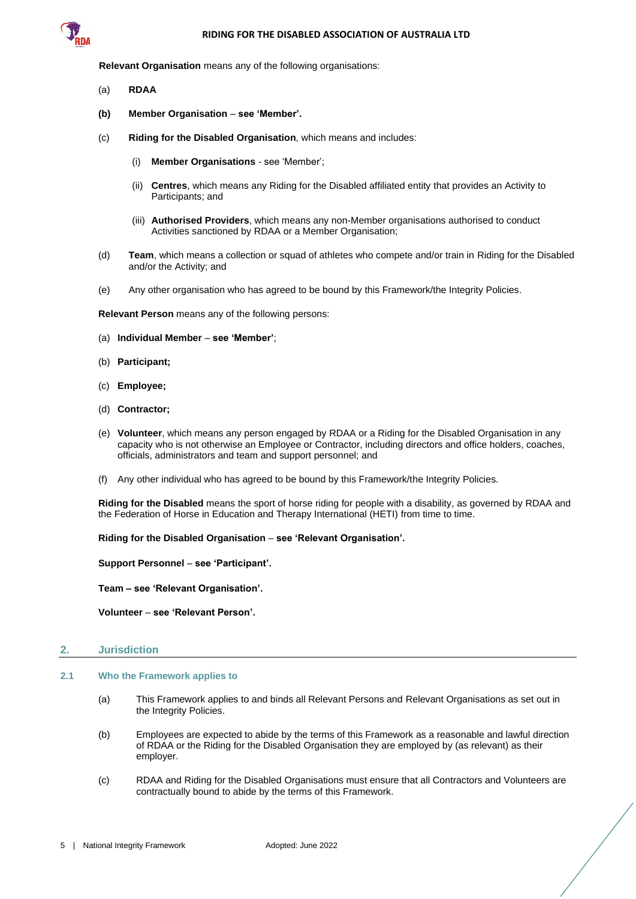**Relevant Organisation** means any of the following organisations:

(a) **RDAA**

**(b) Member Organisation – see 'Member'.**

(c) **Riding for the Disabled Organisation**, which means and includes:

(i) **Member Organisations** - see 'Member';

(ii) **Centres**, which means any Riding for the Disabled affiliated entity that provides an Activity to Participants; and

(iii) **Authorised Providers**, which means any non-Member organisations authorised to conduct Activities sanctioned by RDAA or a Member Organisation;

(d) **Team**, which means a collection or squad of athletes who compete and/or train in Riding for the Disabled and/or the Activity; and

(e) Any other organisation who has agreed to be bound by this Framework/the Integrity Policies.

**Relevant Person** means any of the following persons:

(a) **Individual Member – see 'Member'**;

(b) **Participant;**

(c) **Employee;**

(d) **Contractor;**

(e) **Volunteer**, which means any person engaged by RDAA or a Riding for the Disabled Organisation in any capacity who is not otherwise an Employee or Contractor, including directors and office holders, coaches, officials, administrators and team and support personnel; and

(f) Any other individual who has agreed to be bound by this Framework/the Integrity Policies.

**Riding for the Disabled** means the sport of horse riding for people with a disability, as governed by RDAA and the Federation of Horse in Education and Therapy International (HETI) from time to time.

**Riding for the Disabled Organisation – see 'Relevant Organisation'.**

**Support Personnel – see 'Participant'.**

**Team – see 'Relevant Organisation'.**

**Volunteer – see 'Relevant Person'.**

## 2. Jurisdiction

### 2.1 Who the Framework applies to

(a) This Framework applies to and binds all Relevant Persons and Relevant Organisations as set out in the Integrity Policies.

(b) Employees are expected to abide by the terms of this Framework as a reasonable and lawful direction of RDAA or the Riding for the Disabled Organisation they are employed by (as relevant) as their employer.

(c) RDAA and Riding for the Disabled Organisations must ensure that all Contractors and Volunteers are contractually bound to abide by the terms of this Framework.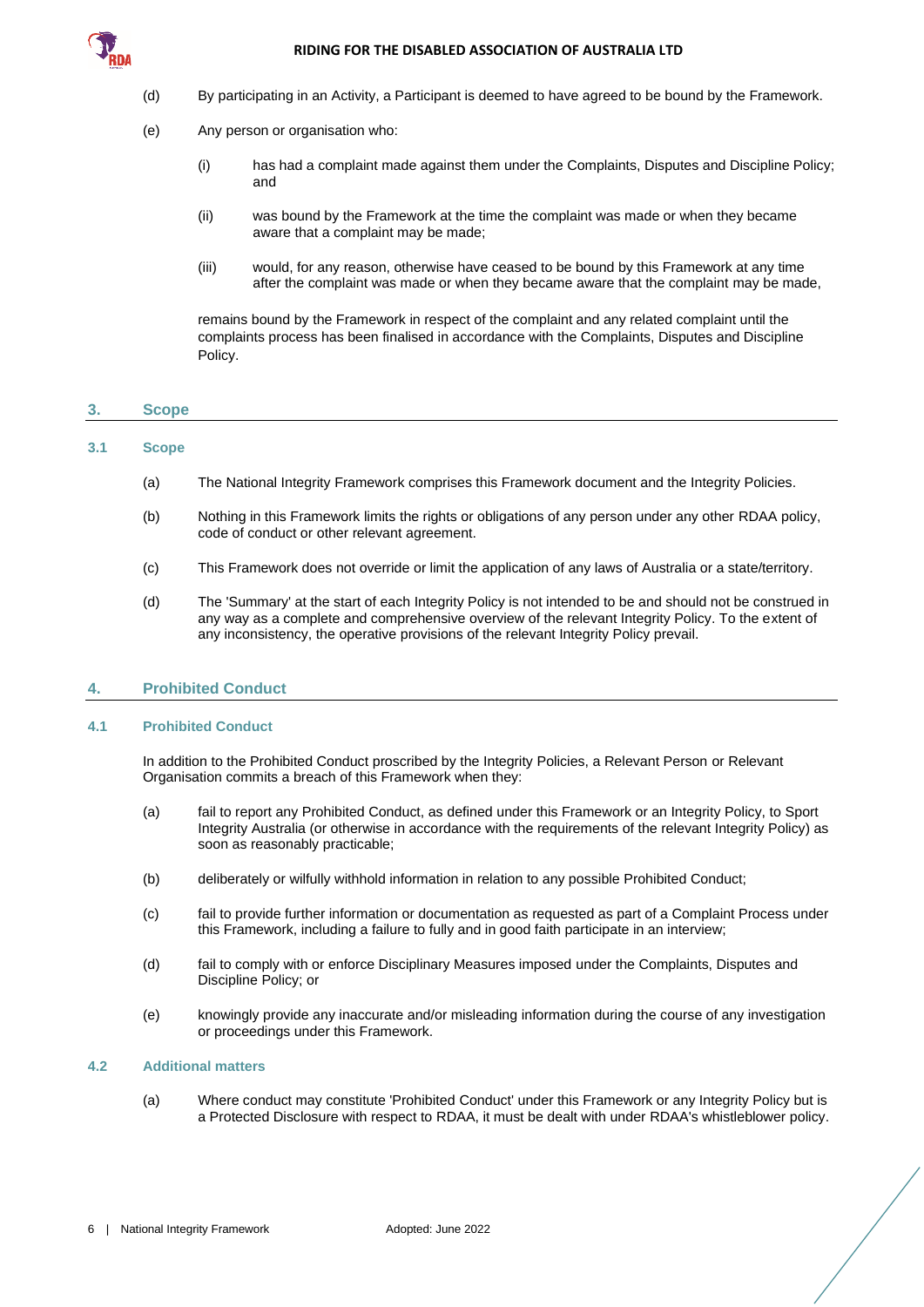(d) By participating in an Activity, a Participant is deemed to have agreed to be bound by the Framework.

(e) Any person or organisation who:

  (i) has had a complaint made against them under the Complaints, Disputes and Discipline Policy; and

  (ii) was bound by the Framework at the time the complaint was made or when they became aware that a complaint may be made;

  (iii) would, for any reason, otherwise have ceased to be bound by this Framework at any time after the complaint was made or when they became aware that the complaint may be made,

  remains bound by the Framework in respect of the complaint and any related complaint until the complaints process has been finalised in accordance with the Complaints, Disputes and Discipline Policy.

## 3. Scope

### 3.1 Scope

(a) The National Integrity Framework comprises this Framework document and the Integrity Policies.

(b) Nothing in this Framework limits the rights or obligations of any person under any other RDAA policy, code of conduct or other relevant agreement.

(c) This Framework does not override or limit the application of any laws of Australia or a state/territory.

(d) The 'Summary' at the start of each Integrity Policy is not intended to be and should not be construed in any way as a complete and comprehensive overview of the relevant Integrity Policy. To the extent of any inconsistency, the operative provisions of the relevant Integrity Policy prevail.

## 4. Prohibited Conduct

### 4.1 Prohibited Conduct

In addition to the Prohibited Conduct proscribed by the Integrity Policies, a Relevant Person or Relevant Organisation commits a breach of this Framework when they:

(a) fail to report any Prohibited Conduct, as defined under this Framework or an Integrity Policy, to Sport Integrity Australia (or otherwise in accordance with the requirements of the relevant Integrity Policy) as soon as reasonably practicable;

(b) deliberately or wilfully withhold information in relation to any possible Prohibited Conduct;

(c) fail to provide further information or documentation as requested as part of a Complaint Process under this Framework, including a failure to fully and in good faith participate in an interview;

(d) fail to comply with or enforce Disciplinary Measures imposed under the Complaints, Disputes and Discipline Policy; or

(e) knowingly provide any inaccurate and/or misleading information during the course of any investigation or proceedings under this Framework.

### 4.2 Additional matters

(a) Where conduct may constitute 'Prohibited Conduct' under this Framework or any Integrity Policy but is a Protected Disclosure with respect to RDAA, it must be dealt with under RDAA's whistleblower policy.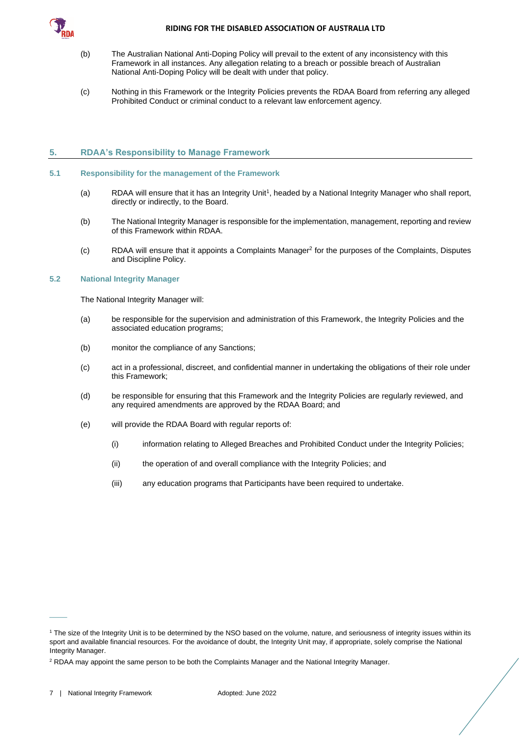(b) The Australian National Anti-Doping Policy will prevail to the extent of any inconsistency with this Framework in all instances. Any allegation relating to a breach or possible breach of Australian National Anti-Doping Policy will be dealt with under that policy.

(c) Nothing in this Framework or the Integrity Policies prevents the RDAA Board from referring any alleged Prohibited Conduct or criminal conduct to a relevant law enforcement agency.

## 5. RDAA's Responsibility to Manage Framework

### 5.1 Responsibility for the management of the Framework

(a) RDAA will ensure that it has an Integrity Unit[1], headed by a National Integrity Manager who shall report, directly or indirectly, to the Board.

(b) The National Integrity Manager is responsible for the implementation, management, reporting and review of this Framework within RDAA.

(c) RDAA will ensure that it appoints a Complaints Manager[2] for the purposes of the Complaints, Disputes and Discipline Policy.

### 5.2 National Integrity Manager

The National Integrity Manager will:

(a) be responsible for the supervision and administration of this Framework, the Integrity Policies and the associated education programs;

(b) monitor the compliance of any Sanctions;

(c) act in a professional, discreet, and confidential manner in undertaking the obligations of their role under this Framework;

(d) be responsible for ensuring that this Framework and the Integrity Policies are regularly reviewed, and any required amendments are approved by the RDAA Board; and

(e) will provide the RDAA Board with regular reports of:

   (i) information relating to Alleged Breaches and Prohibited Conduct under the Integrity Policies;

   (ii) the operation of and overall compliance with the Integrity Policies; and

   (iii) any education programs that Participants have been required to undertake.

---

[1] The size of the Integrity Unit is to be determined by the NSO based on the volume, nature, and seriousness of integrity issues within its sport and available financial resources. For the avoidance of doubt, the Integrity Unit may, if appropriate, solely comprise the National Integrity Manager.

[2] RDAA may appoint the same person to be both the Complaints Manager and the National Integrity Manager.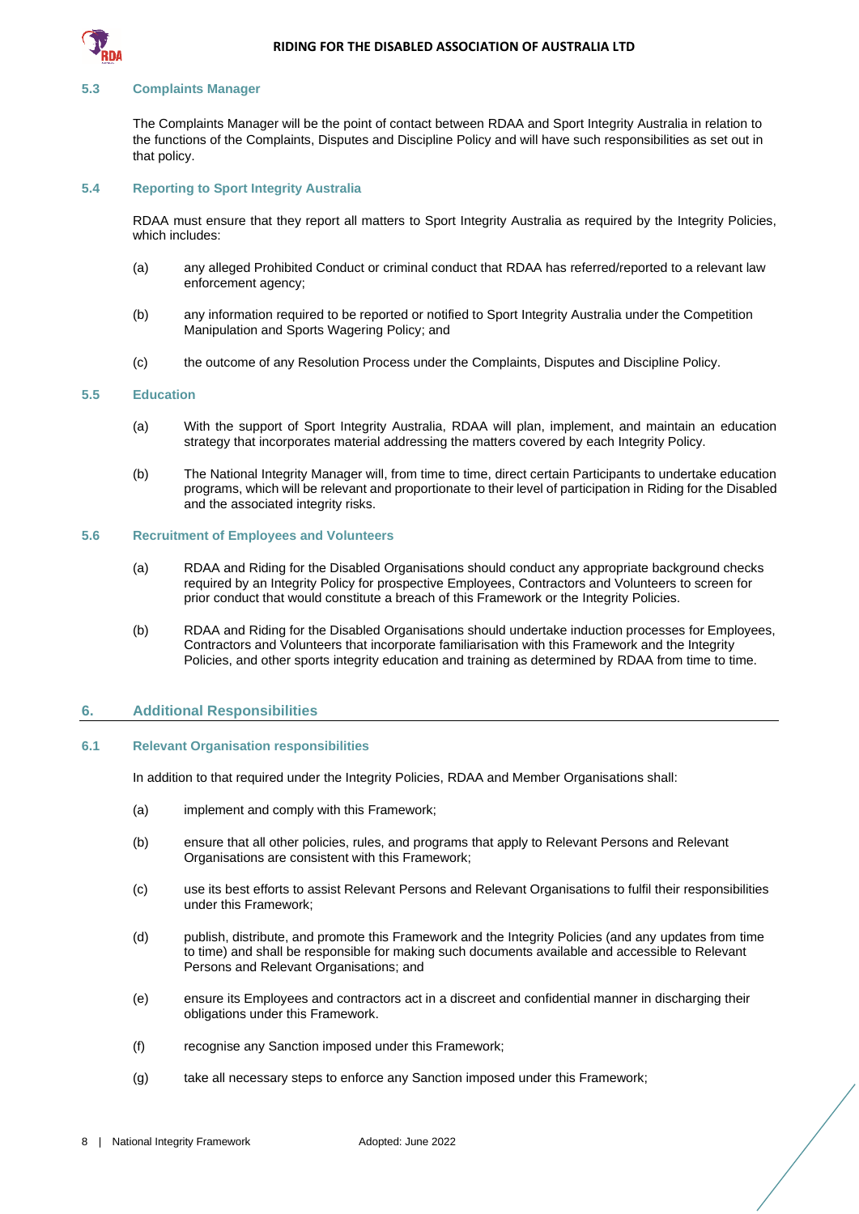### 5.3 Complaints Manager

The Complaints Manager will be the point of contact between RDAA and Sport Integrity Australia in relation to the functions of the Complaints, Disputes and Discipline Policy and will have such responsibilities as set out in that policy.

### 5.4 Reporting to Sport Integrity Australia

RDAA must ensure that they report all matters to Sport Integrity Australia as required by the Integrity Policies, which includes:

(a) any alleged Prohibited Conduct or criminal conduct that RDAA has referred/reported to a relevant law enforcement agency;

(b) any information required to be reported or notified to Sport Integrity Australia under the Competition Manipulation and Sports Wagering Policy; and

(c) the outcome of any Resolution Process under the Complaints, Disputes and Discipline Policy.

### 5.5 Education

(a) With the support of Sport Integrity Australia, RDAA will plan, implement, and maintain an education strategy that incorporates material addressing the matters covered by each Integrity Policy.

(b) The National Integrity Manager will, from time to time, direct certain Participants to undertake education programs, which will be relevant and proportionate to their level of participation in Riding for the Disabled and the associated integrity risks.

### 5.6 Recruitment of Employees and Volunteers

(a) RDAA and Riding for the Disabled Organisations should conduct any appropriate background checks required by an Integrity Policy for prospective Employees, Contractors and Volunteers to screen for prior conduct that would constitute a breach of this Framework or the Integrity Policies.

(b) RDAA and Riding for the Disabled Organisations should undertake induction processes for Employees, Contractors and Volunteers that incorporate familiarisation with this Framework and the Integrity Policies, and other sports integrity education and training as determined by RDAA from time to time.

## 6. Additional Responsibilities

### 6.1 Relevant Organisation responsibilities

In addition to that required under the Integrity Policies, RDAA and Member Organisations shall:

(a) implement and comply with this Framework;

(b) ensure that all other policies, rules, and programs that apply to Relevant Persons and Relevant Organisations are consistent with this Framework;

(c) use its best efforts to assist Relevant Persons and Relevant Organisations to fulfil their responsibilities under this Framework;

(d) publish, distribute, and promote this Framework and the Integrity Policies (and any updates from time to time) and shall be responsible for making such documents available and accessible to Relevant Persons and Relevant Organisations; and

(e) ensure its Employees and contractors act in a discreet and confidential manner in discharging their obligations under this Framework.

(f) recognise any Sanction imposed under this Framework;

(g) take all necessary steps to enforce any Sanction imposed under this Framework;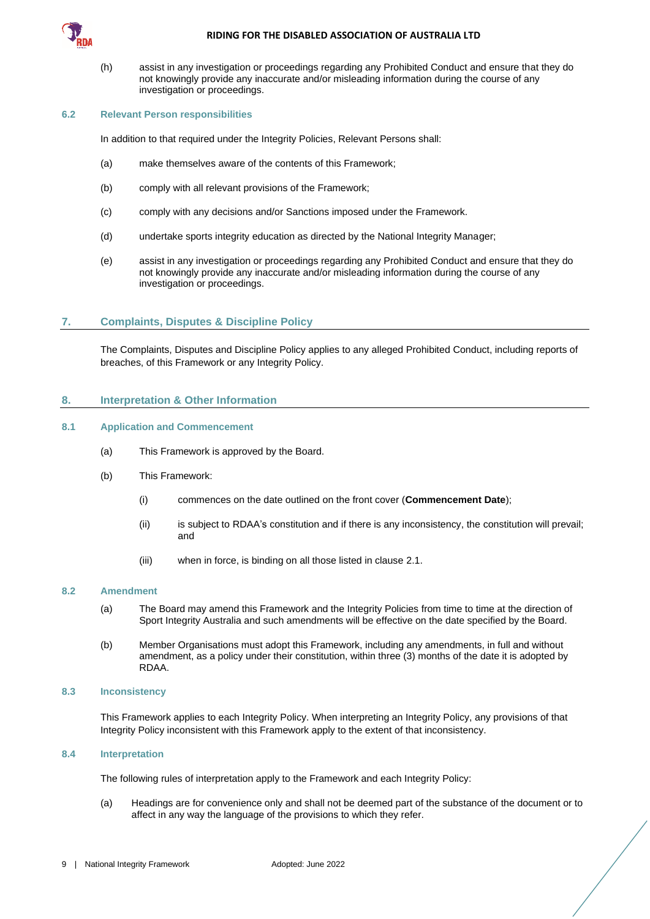(h) assist in any investigation or proceedings regarding any Prohibited Conduct and ensure that they do not knowingly provide any inaccurate and/or misleading information during the course of any investigation or proceedings.

### 6.2 Relevant Person responsibilities

In addition to that required under the Integrity Policies, Relevant Persons shall:

(a) make themselves aware of the contents of this Framework;

(b) comply with all relevant provisions of the Framework;

(c) comply with any decisions and/or Sanctions imposed under the Framework.

(d) undertake sports integrity education as directed by the National Integrity Manager;

(e) assist in any investigation or proceedings regarding any Prohibited Conduct and ensure that they do not knowingly provide any inaccurate and/or misleading information during the course of any investigation or proceedings.

## 7. Complaints, Disputes & Discipline Policy

The Complaints, Disputes and Discipline Policy applies to any alleged Prohibited Conduct, including reports of breaches, of this Framework or any Integrity Policy.

## 8. Interpretation & Other Information

### 8.1 Application and Commencement

(a) This Framework is approved by the Board.

(b) This Framework:

(i) commences on the date outlined on the front cover (**Commencement Date**);

(ii) is subject to RDAA's constitution and if there is any inconsistency, the constitution will prevail; and

(iii) when in force, is binding on all those listed in clause 2.1.

### 8.2 Amendment

(a) The Board may amend this Framework and the Integrity Policies from time to time at the direction of Sport Integrity Australia and such amendments will be effective on the date specified by the Board.

(b) Member Organisations must adopt this Framework, including any amendments, in full and without amendment, as a policy under their constitution, within three (3) months of the date it is adopted by RDAA.

### 8.3 Inconsistency

This Framework applies to each Integrity Policy. When interpreting an Integrity Policy, any provisions of that Integrity Policy inconsistent with this Framework apply to the extent of that inconsistency.

### 8.4 Interpretation

The following rules of interpretation apply to the Framework and each Integrity Policy:

(a) Headings are for convenience only and shall not be deemed part of the substance of the document or to affect in any way the language of the provisions to which they refer.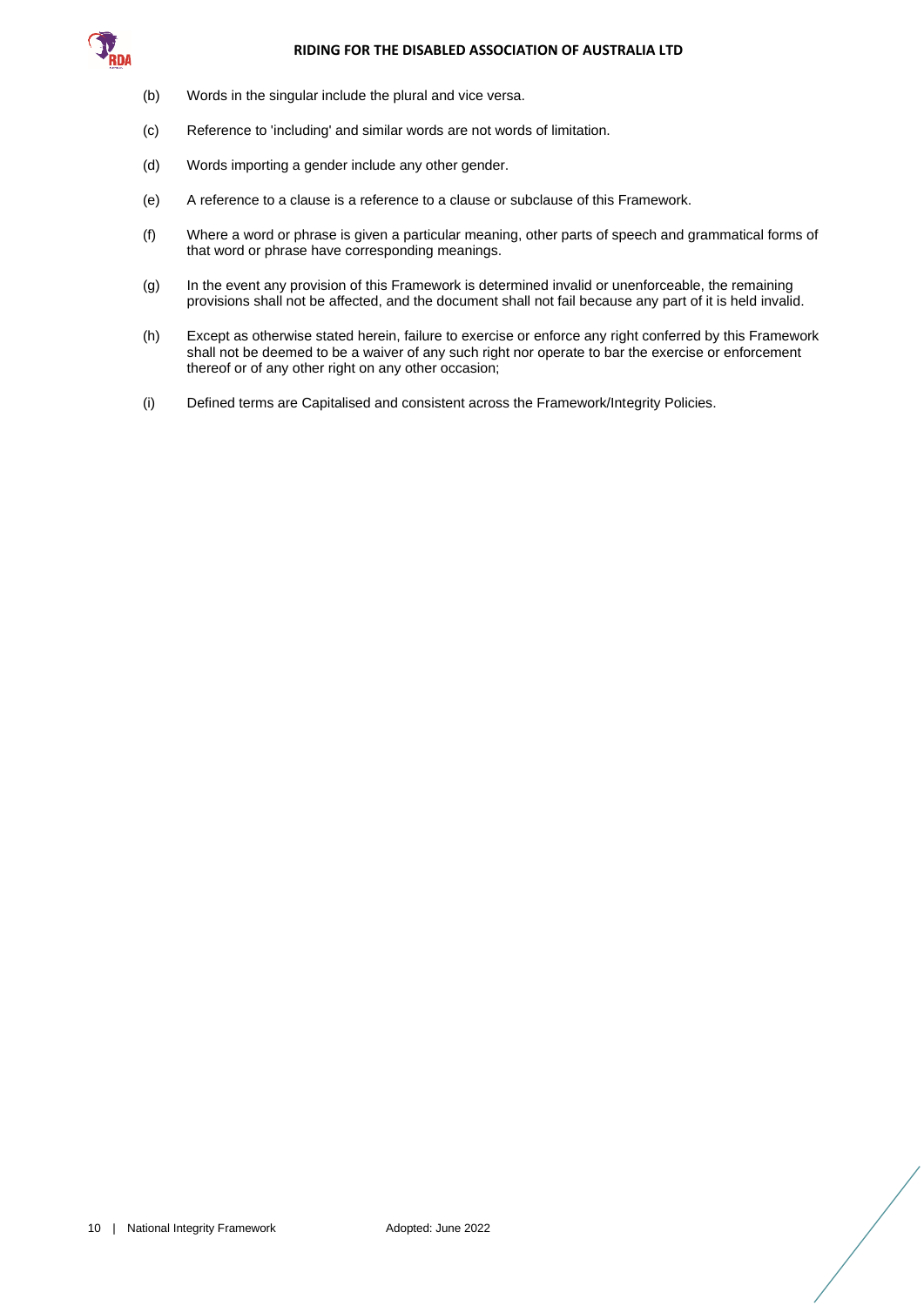(b) Words in the singular include the plural and vice versa.

(c) Reference to 'including' and similar words are not words of limitation.

(d) Words importing a gender include any other gender.

(e) A reference to a clause is a reference to a clause or subclause of this Framework.

(f) Where a word or phrase is given a particular meaning, other parts of speech and grammatical forms of that word or phrase have corresponding meanings.

(g) In the event any provision of this Framework is determined invalid or unenforceable, the remaining provisions shall not be affected, and the document shall not fail because any part of it is held invalid.

(h) Except as otherwise stated herein, failure to exercise or enforce any right conferred by this Framework shall not be deemed to be a waiver of any such right nor operate to bar the exercise or enforcement thereof or of any other right on any other occasion;

(i) Defined terms are Capitalised and consistent across the Framework/Integrity Policies.